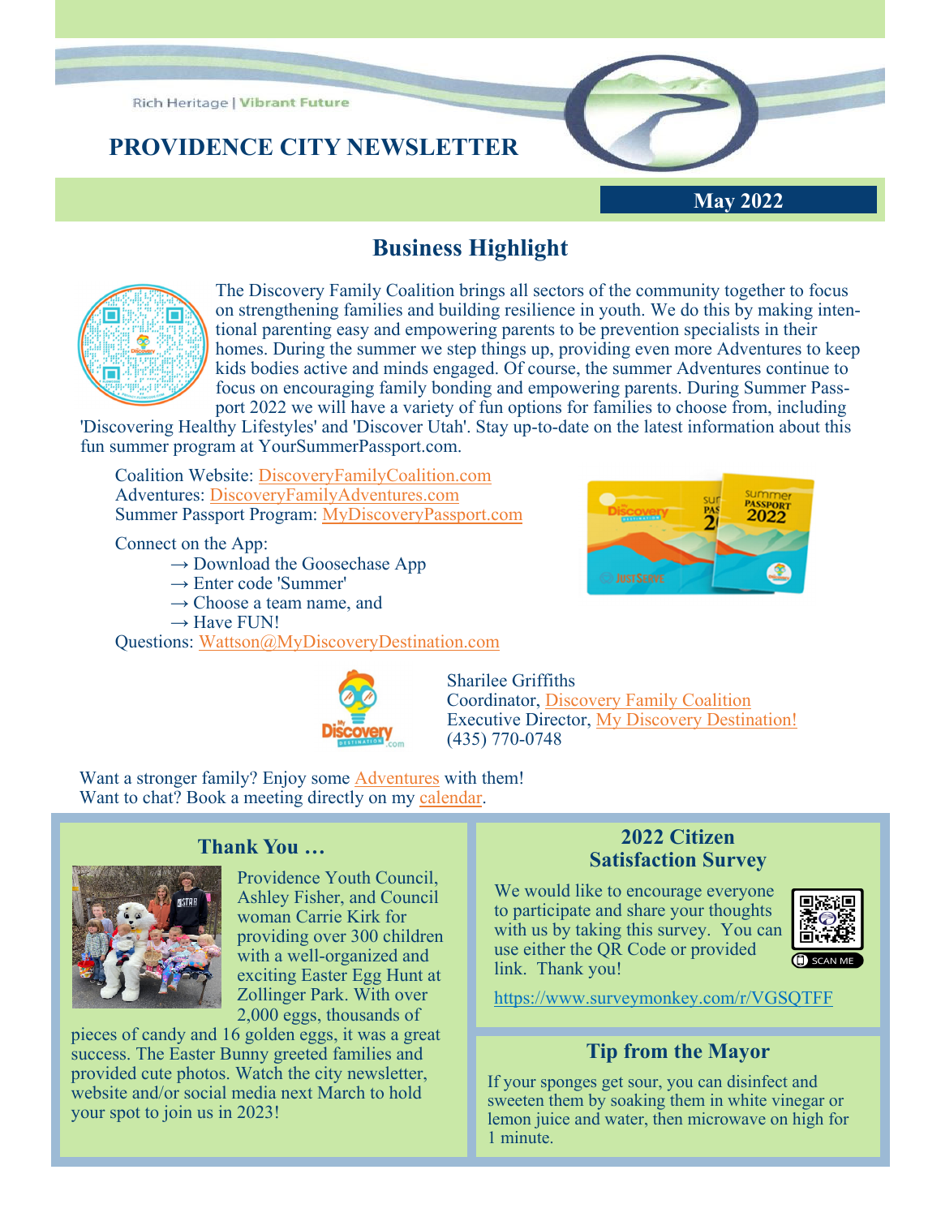Rich Heritage | Vibrant Future

# PROVIDENCE CITY NEWSLETTER

**May 2022**

## Business Highlight

The Discovery Family Coalition brings all sectors of the community together to focus on strengthening families and building resilience in youth. We do this by making intentional parenting easy and empowering parents to be prevention specialists in their homes. During the summer we step things up, providing even more Adventures to keep kids bodies active and minds engaged. Of course, the summer Adventures continue to focus on encouraging family bonding and empowering parents. During Summer Passport 2022 we will have a variety of fun options for families to choose from, including 'Discovering Healthy Lifestyles' and 'Discover Utah'. Stay up-to-date on the latest information about this fun summer program at YourSummerPassport.com.

Coalition Website: DiscoveryFamilyCoalition.com
Adventures: DiscoveryFamilyAdventures.com
Summer Passport Program: MyDiscoveryPassport.com

Connect on the App:
→ Download the Goosechase App
→ Enter code 'Summer'
→ Choose a team name, and
→ Have FUN!

Questions: Wattson@MyDiscoveryDestination.com

Sharilee Griffiths
Coordinator, Discovery Family Coalition
Executive Director, My Discovery Destination!
(435) 770-0748

Want a stronger family? Enjoy some Adventures with them!
Want to chat? Book a meeting directly on my calendar.

### Thank You …

Providence Youth Council, Ashley Fisher, and Council woman Carrie Kirk for providing over 300 children with a well-organized and exciting Easter Egg Hunt at Zollinger Park. With over 2,000 eggs, thousands of pieces of candy and 16 golden eggs, it was a great success. The Easter Bunny greeted families and provided cute photos. Watch the city newsletter, website and/or social media next March to hold your spot to join us in 2023!

### 2022 Citizen Satisfaction Survey

We would like to encourage everyone to participate and share your thoughts with us by taking this survey. You can use either the QR Code or provided link. Thank you!

https://www.surveymonkey.com/r/VGSQTFF

### Tip from the Mayor

If your sponges get sour, you can disinfect and sweeten them by soaking them in white vinegar or lemon juice and water, then microwave on high for 1 minute.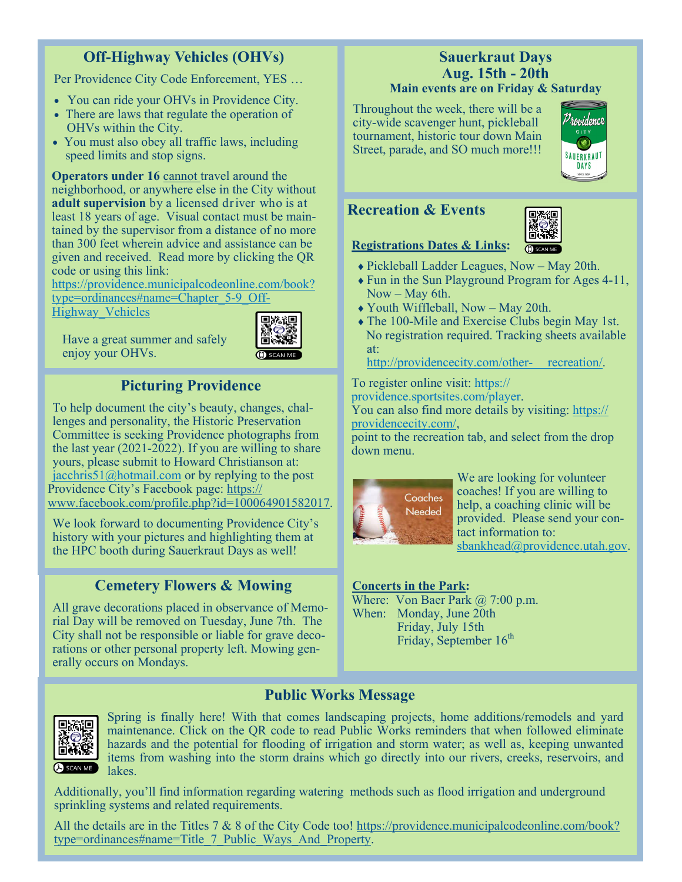## Off-Highway Vehicles (OHVs)

Per Providence City Code Enforcement, YES …

- You can ride your OHVs in Providence City.
- There are laws that regulate the operation of OHVs within the City.
- You must also obey all traffic laws, including speed limits and stop signs.

**Operators under 16** cannot travel around the neighborhood, or anywhere else in the City without **adult supervision** by a licensed driver who is at least 18 years of age. Visual contact must be maintained by the supervisor from a distance of no more than 300 feet wherein advice and assistance can be given and received. Read more by clicking the QR code or using this link: https://providence.municipalcodeonline.com/book?type=ordinances#name=Chapter_5-9_Off-Highway_Vehicles

Have a great summer and safely enjoy your OHVs.

## Picturing Providence

To help document the city's beauty, changes, challenges and personality, the Historic Preservation Committee is seeking Providence photographs from the last year (2021-2022). If you are willing to share yours, please submit to Howard Christianson at: jacchris51@hotmail.com or by replying to the post Providence City's Facebook page: https://www.facebook.com/profile.php?id=100064901582017.

We look forward to documenting Providence City's history with your pictures and highlighting them at the HPC booth during Sauerkraut Days as well!

## Cemetery Flowers & Mowing

All grave decorations placed in observance of Memorial Day will be removed on Tuesday, June 7th. The City shall not be responsible or liable for grave decorations or other personal property left. Mowing generally occurs on Mondays.

## Sauerkraut Days
## Aug. 15th - 20th
### Main events are on Friday & Saturday

Throughout the week, there will be a city-wide scavenger hunt, pickleball tournament, historic tour down Main Street, parade, and SO much more!!!

## Recreation & Events

**Registrations Dates & Links:**

- Pickleball Ladder Leagues, Now – May 20th.
- Fun in the Sun Playground Program for Ages 4-11, Now – May 6th.
- Youth Wiffleball, Now – May 20th.
- The 100-Mile and Exercise Clubs begin May 1st. No registration required. Tracking sheets available at: http://providencecity.com/other-recreation/.

To register online visit: https://providence.sportsites.com/player.
You can also find more details by visiting: https://providencecity.com/, point to the recreation tab, and select from the drop down menu.

Coaches Needed

We are looking for volunteer coaches! If you are willing to help, a coaching clinic will be provided. Please send your contact information to: sbankhead@providence.utah.gov.

**Concerts in the Park:**
Where: Von Baer Park @ 7:00 p.m.
When: Monday, June 20th
Friday, July 15th
Friday, September 16th

## Public Works Message

Spring is finally here! With that comes landscaping projects, home additions/remodels and yard maintenance. Click on the QR code to read Public Works reminders that when followed eliminate hazards and the potential for flooding of irrigation and storm water; as well as, keeping unwanted items from washing into the storm drains which go directly into our rivers, creeks, reservoirs, and lakes.

Additionally, you'll find information regarding watering methods such as flood irrigation and underground sprinkling systems and related requirements.

All the details are in the Titles 7 & 8 of the City Code too! https://providence.municipalcodeonline.com/book?type=ordinances#name=Title_7_Public_Ways_And_Property.